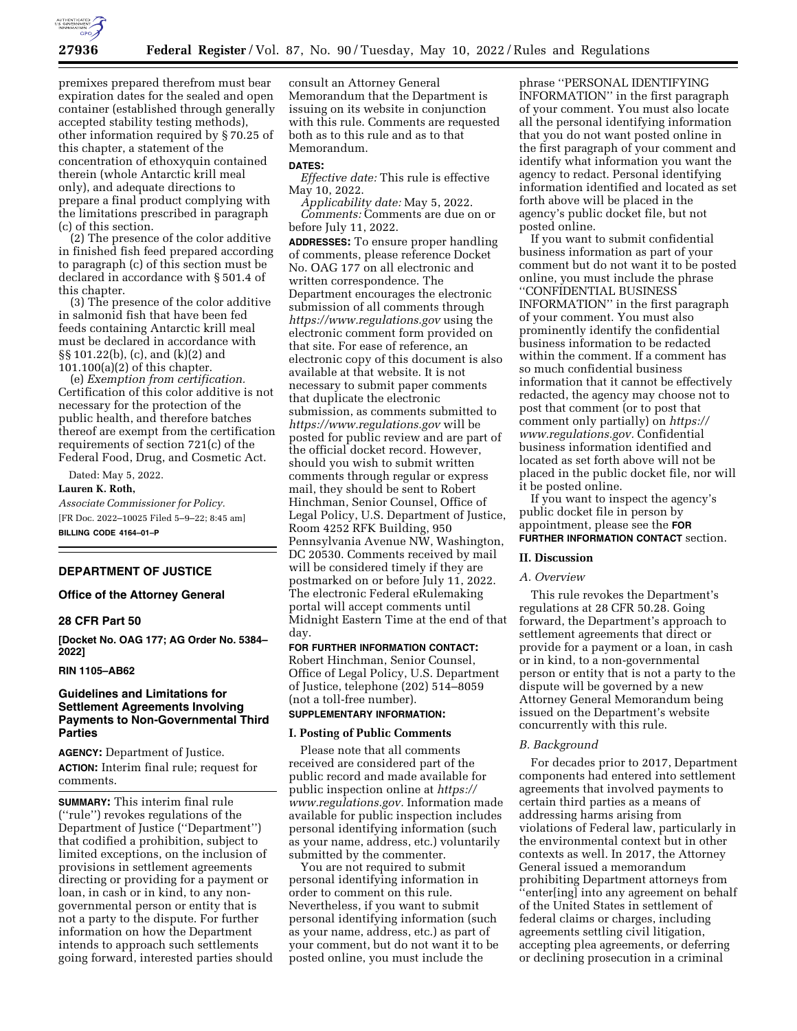premixes prepared therefrom must bear expiration dates for the sealed and open container (established through generally accepted stability testing methods), other information required by § 70.25 of this chapter, a statement of the concentration of ethoxyquin contained therein (whole Antarctic krill meal only), and adequate directions to prepare a final product complying with the limitations prescribed in paragraph (c) of this section.

(2) The presence of the color additive in finished fish feed prepared according to paragraph (c) of this section must be declared in accordance with § 501.4 of this chapter.

(3) The presence of the color additive in salmonid fish that have been fed feeds containing Antarctic krill meal must be declared in accordance with §§ 101.22(b), (c), and (k)(2) and 101.100(a)(2) of this chapter.

(e) *Exemption from certification.* Certification of this color additive is not necessary for the protection of the public health, and therefore batches thereof are exempt from the certification requirements of section 721(c) of the Federal Food, Drug, and Cosmetic Act.

Dated: May 5, 2022.

**Lauren K. Roth,**

*Associate Commissioner for Policy.*

[FR Doc. 2022–10025 Filed 5–9–22; 8:45 am]

**BILLING CODE 4164–01–P**

---

## DEPARTMENT OF JUSTICE

### Office of the Attorney General

### 28 CFR Part 50

**[Docket No. OAG 177; AG Order No. 5384–2022]**

**RIN 1105–AB62**

### Guidelines and Limitations for Settlement Agreements Involving Payments to Non-Governmental Third Parties

**AGENCY:** Department of Justice.

**ACTION:** Interim final rule; request for comments.

**SUMMARY:** This interim final rule (''rule'') revokes regulations of the Department of Justice (''Department'') that codified a prohibition, subject to limited exceptions, on the inclusion of provisions in settlement agreements directing or providing for a payment or loan, in cash or in kind, to any non-governmental person or entity that is not a party to the dispute. For further information on how the Department intends to approach such settlements going forward, interested parties should consult an Attorney General Memorandum that the Department is issuing on its website in conjunction with this rule. Comments are requested both as to this rule and as to that Memorandum.

**DATES:**

*Effective date:* This rule is effective May 10, 2022.

*Applicability date:* May 5, 2022.

*Comments:* Comments are due on or before July 11, 2022.

**ADDRESSES:** To ensure proper handling of comments, please reference Docket No. OAG 177 on all electronic and written correspondence. The Department encourages the electronic submission of all comments through *https://www.regulations.gov* using the electronic comment form provided on that site. For ease of reference, an electronic copy of this document is also available at that website. It is not necessary to submit paper comments that duplicate the electronic submission, as comments submitted to *https://www.regulations.gov* will be posted for public review and are part of the official docket record. However, should you wish to submit written comments through regular or express mail, they should be sent to Robert Hinchman, Senior Counsel, Office of Legal Policy, U.S. Department of Justice, Room 4252 RFK Building, 950 Pennsylvania Avenue NW, Washington, DC 20530. Comments received by mail will be considered timely if they are postmarked on or before July 11, 2022. The electronic Federal eRulemaking portal will accept comments until Midnight Eastern Time at the end of that day.

**FOR FURTHER INFORMATION CONTACT:** Robert Hinchman, Senior Counsel, Office of Legal Policy, U.S. Department of Justice, telephone (202) 514–8059 (not a toll-free number).

**SUPPLEMENTARY INFORMATION:**

## I. Posting of Public Comments

Please note that all comments received are considered part of the public record and made available for public inspection online at *https://www.regulations.gov.* Information made available for public inspection includes personal identifying information (such as your name, address, etc.) voluntarily submitted by the commenter.

You are not required to submit personal identifying information in order to comment on this rule. Nevertheless, if you want to submit personal identifying information (such as your name, address, etc.) as part of your comment, but do not want it to be posted online, you must include the phrase ''PERSONAL IDENTIFYING INFORMATION'' in the first paragraph of your comment. You must also locate all the personal identifying information that you do not want posted online in the first paragraph of your comment and identify what information you want the agency to redact. Personal identifying information identified and located as set forth above will be placed in the agency's public docket file, but not posted online.

If you want to submit confidential business information as part of your comment but do not want it to be posted online, you must include the phrase ''CONFIDENTIAL BUSINESS INFORMATION'' in the first paragraph of your comment. You must also prominently identify the confidential business information to be redacted within the comment. If a comment has so much confidential business information that it cannot be effectively redacted, the agency may choose not to post that comment (or to post that comment only partially) on *https://www.regulations.gov.* Confidential business information identified and located as set forth above will not be placed in the public docket file, nor will it be posted online.

If you want to inspect the agency's public docket file in person by appointment, please see the **FOR FURTHER INFORMATION CONTACT** section.

## II. Discussion

### *A. Overview*

This rule revokes the Department's regulations at 28 CFR 50.28. Going forward, the Department's approach to settlement agreements that direct or provide for a payment or a loan, in cash or in kind, to a non-governmental person or entity that is not a party to the dispute will be governed by a new Attorney General Memorandum being issued on the Department's website concurrently with this rule.

### *B. Background*

For decades prior to 2017, Department components had entered into settlement agreements that involved payments to certain third parties as a means of addressing harms arising from violations of Federal law, particularly in the environmental context but in other contexts as well. In 2017, the Attorney General issued a memorandum prohibiting Department attorneys from ''enter[ing] into any agreement on behalf of the United States in settlement of federal claims or charges, including agreements settling civil litigation, accepting plea agreements, or deferring or declining prosecution in a criminal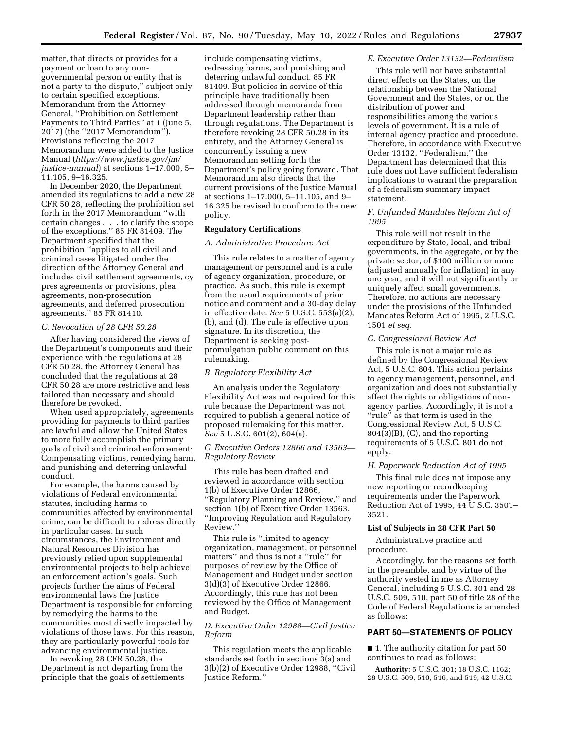matter, that directs or provides for a payment or loan to any non-governmental person or entity that is not a party to the dispute,'' subject only to certain specified exceptions. Memorandum from the Attorney General, ''Prohibition on Settlement Payments to Third Parties'' at 1 (June 5, 2017) (the ''2017 Memorandum''). Provisions reflecting the 2017 Memorandum were added to the Justice Manual (*https://www.justice.gov/jm/justice-manual*) at sections 1–17.000, 5–11.105, 9–16.325.

In December 2020, the Department amended its regulations to add a new 28 CFR 50.28, reflecting the prohibition set forth in the 2017 Memorandum ''with certain changes . . . to clarify the scope of the exceptions.'' 85 FR 81409. The Department specified that the prohibition ''applies to all civil and criminal cases litigated under the direction of the Attorney General and includes civil settlement agreements, cy pres agreements or provisions, plea agreements, non-prosecution agreements, and deferred prosecution agreements.'' 85 FR 81410.

### *C. Revocation of 28 CFR 50.28*

After having considered the views of the Department's components and their experience with the regulations at 28 CFR 50.28, the Attorney General has concluded that the regulations at 28 CFR 50.28 are more restrictive and less tailored than necessary and should therefore be revoked.

When used appropriately, agreements providing for payments to third parties are lawful and allow the United States to more fully accomplish the primary goals of civil and criminal enforcement: Compensating victims, remedying harm, and punishing and deterring unlawful conduct.

For example, the harms caused by violations of Federal environmental statutes, including harms to communities affected by environmental crime, can be difficult to redress directly in particular cases. In such circumstances, the Environment and Natural Resources Division has previously relied upon supplemental environmental projects to help achieve an enforcement action's goals. Such projects further the aims of Federal environmental laws the Justice Department is responsible for enforcing by remedying the harms to the communities most directly impacted by violations of those laws. For this reason, they are particularly powerful tools for advancing environmental justice.

In revoking 28 CFR 50.28, the Department is not departing from the principle that the goals of settlements include compensating victims, redressing harms, and punishing and deterring unlawful conduct. 85 FR 81409. But policies in service of this principle have traditionally been addressed through memoranda from Department leadership rather than through regulations. The Department is therefore revoking 28 CFR 50.28 in its entirety, and the Attorney General is concurrently issuing a new Memorandum setting forth the Department's policy going forward. That Memorandum also directs that the current provisions of the Justice Manual at sections 1–17.000, 5–11.105, and 9–16.325 be revised to conform to the new policy.

## Regulatory Certifications

### *A. Administrative Procedure Act*

This rule relates to a matter of agency management or personnel and is a rule of agency organization, procedure, or practice. As such, this rule is exempt from the usual requirements of prior notice and comment and a 30-day delay in effective date. *See* 5 U.S.C. 553(a)(2), (b), and (d). The rule is effective upon signature. In its discretion, the Department is seeking post-promulgation public comment on this rulemaking.

### *B. Regulatory Flexibility Act*

An analysis under the Regulatory Flexibility Act was not required for this rule because the Department was not required to publish a general notice of proposed rulemaking for this matter. *See* 5 U.S.C. 601(2), 604(a).

### *C. Executive Orders 12866 and 13563—Regulatory Review*

This rule has been drafted and reviewed in accordance with section 1(b) of Executive Order 12866, ''Regulatory Planning and Review,'' and section 1(b) of Executive Order 13563, ''Improving Regulation and Regulatory Review.''

This rule is ''limited to agency organization, management, or personnel matters'' and thus is not a ''rule'' for purposes of review by the Office of Management and Budget under section 3(d)(3) of Executive Order 12866. Accordingly, this rule has not been reviewed by the Office of Management and Budget.

### *D. Executive Order 12988—Civil Justice Reform*

This regulation meets the applicable standards set forth in sections 3(a) and 3(b)(2) of Executive Order 12988, ''Civil Justice Reform.''

### *E. Executive Order 13132—Federalism*

This rule will not have substantial direct effects on the States, on the relationship between the National Government and the States, or on the distribution of power and responsibilities among the various levels of government. It is a rule of internal agency practice and procedure. Therefore, in accordance with Executive Order 13132, ''Federalism,'' the Department has determined that this rule does not have sufficient federalism implications to warrant the preparation of a federalism summary impact statement.

### *F. Unfunded Mandates Reform Act of 1995*

This rule will not result in the expenditure by State, local, and tribal governments, in the aggregate, or by the private sector, of $100 million or more (adjusted annually for inflation) in any one year, and it will not significantly or uniquely affect small governments. Therefore, no actions are necessary under the provisions of the Unfunded Mandates Reform Act of 1995, 2 U.S.C. 1501 *et seq.*

### *G. Congressional Review Act*

This rule is not a major rule as defined by the Congressional Review Act, 5 U.S.C. 804. This action pertains to agency management, personnel, and organization and does not substantially affect the rights or obligations of non-agency parties. Accordingly, it is not a ''rule'' as that term is used in the Congressional Review Act, 5 U.S.C. 804(3)(B), (C), and the reporting requirements of 5 U.S.C. 801 do not apply.

### *H. Paperwork Reduction Act of 1995*

This final rule does not impose any new reporting or recordkeeping requirements under the Paperwork Reduction Act of 1995, 44 U.S.C. 3501–3521.

## List of Subjects in 28 CFR Part 50

Administrative practice and procedure.

Accordingly, for the reasons set forth in the preamble, and by virtue of the authority vested in me as Attorney General, including 5 U.S.C. 301 and 28 U.S.C. 509, 510, part 50 of title 28 of the Code of Federal Regulations is amended as follows:

## PART 50—STATEMENTS OF POLICY

■ 1. The authority citation for part 50 continues to read as follows:

**Authority:** 5 U.S.C. 301; 18 U.S.C. 1162; 28 U.S.C. 509, 510, 516, and 519; 42 U.S.C.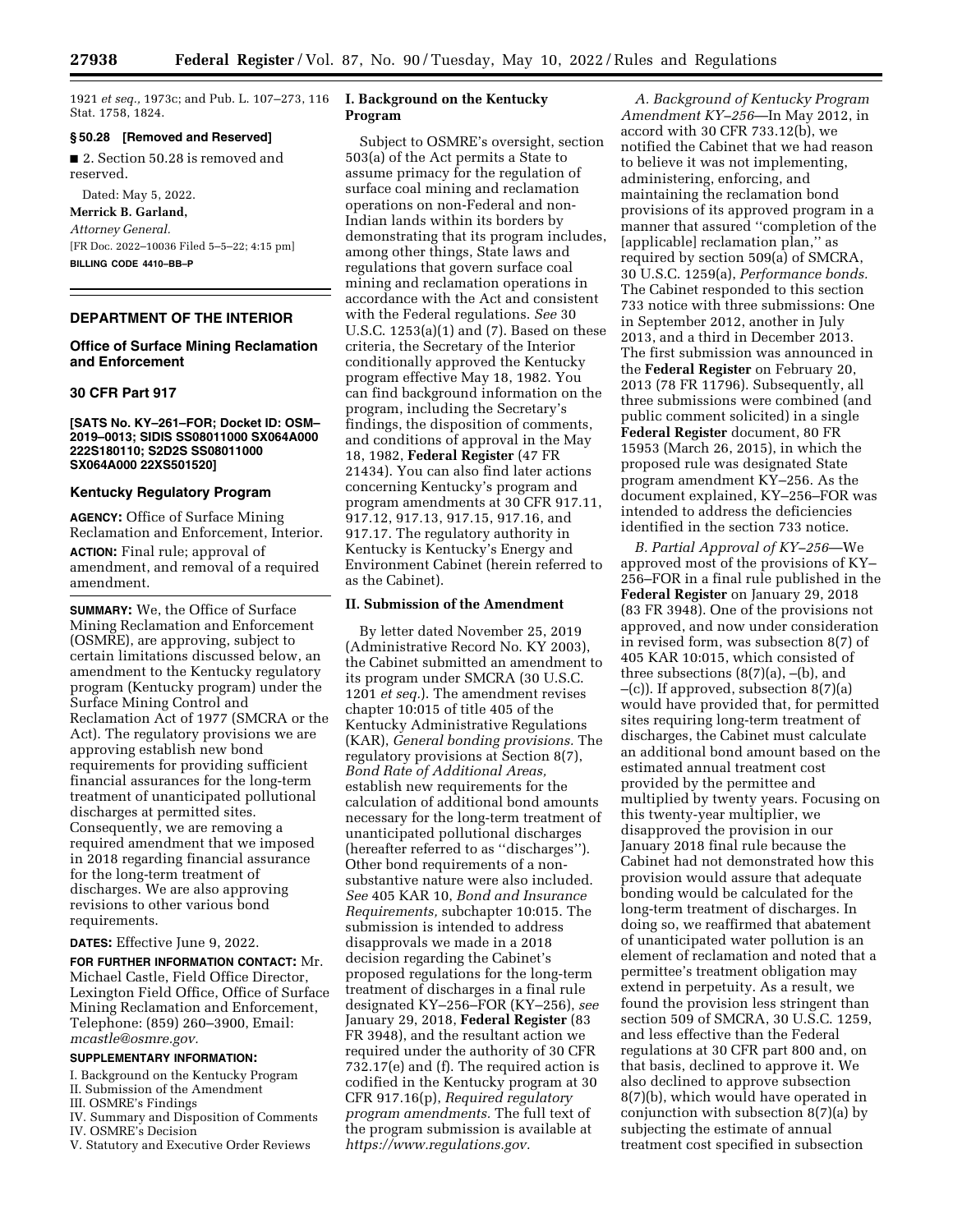1921 *et seq.,* 1973c; and Pub. L. 107–273, 116 Stat. 1758, 1824.

**§ 50.28 [Removed and Reserved]**

■ 2. Section 50.28 is removed and reserved.

Dated: May 5, 2022.

**Merrick B. Garland,**

*Attorney General.*

[FR Doc. 2022–10036 Filed 5–5–22; 4:15 pm]

**BILLING CODE 4410–BB–P**

## DEPARTMENT OF THE INTERIOR

### Office of Surface Mining Reclamation and Enforcement

### 30 CFR Part 917

**[SATS No. KY–261–FOR; Docket ID: OSM–2019–0013; SIDIS SS08011000 SX064A000 222S180110; S2D2S SS08011000 SX064A000 22XS501520]**

### Kentucky Regulatory Program

**AGENCY:** Office of Surface Mining Reclamation and Enforcement, Interior.

**ACTION:** Final rule; approval of amendment, and removal of a required amendment.

**SUMMARY:** We, the Office of Surface Mining Reclamation and Enforcement (OSMRE), are approving, subject to certain limitations discussed below, an amendment to the Kentucky regulatory program (Kentucky program) under the Surface Mining Control and Reclamation Act of 1977 (SMCRA or the Act). The regulatory provisions we are approving establish new bond requirements for providing sufficient financial assurances for the long-term treatment of unanticipated pollutional discharges at permitted sites. Consequently, we are removing a required amendment that we imposed in 2018 regarding financial assurance for the long-term treatment of discharges. We are also approving revisions to other various bond requirements.

**DATES:** Effective June 9, 2022.

**FOR FURTHER INFORMATION CONTACT:** Mr. Michael Castle, Field Office Director, Lexington Field Office, Office of Surface Mining Reclamation and Enforcement, Telephone: (859) 260–3900, Email: *mcastle@osmre.gov.*

**SUPPLEMENTARY INFORMATION:**

I. Background on the Kentucky Program
II. Submission of the Amendment
III. OSMRE's Findings
IV. Summary and Disposition of Comments
IV. OSMRE's Decision
V. Statutory and Executive Order Reviews

## I. Background on the Kentucky Program

Subject to OSMRE's oversight, section 503(a) of the Act permits a State to assume primacy for the regulation of surface coal mining and reclamation operations on non-Federal and non-Indian lands within its borders by demonstrating that its program includes, among other things, State laws and regulations that govern surface coal mining and reclamation operations in accordance with the Act and consistent with the Federal regulations. *See* 30 U.S.C. 1253(a)(1) and (7). Based on these criteria, the Secretary of the Interior conditionally approved the Kentucky program effective May 18, 1982. You can find background information on the program, including the Secretary's findings, the disposition of comments, and conditions of approval in the May 18, 1982, **Federal Register** (47 FR 21434). You can also find later actions concerning Kentucky's program and program amendments at 30 CFR 917.11, 917.12, 917.13, 917.15, 917.16, and 917.17. The regulatory authority in Kentucky is Kentucky's Energy and Environment Cabinet (herein referred to as the Cabinet).

## II. Submission of the Amendment

By letter dated November 25, 2019 (Administrative Record No. KY 2003), the Cabinet submitted an amendment to its program under SMCRA (30 U.S.C. 1201 *et seq.*). The amendment revises chapter 10:015 of title 405 of the Kentucky Administrative Regulations (KAR), *General bonding provisions.* The regulatory provisions at Section 8(7), *Bond Rate of Additional Areas,* establish new requirements for the calculation of additional bond amounts necessary for the long-term treatment of unanticipated pollutional discharges (hereafter referred to as "discharges"). Other bond requirements of a non-substantive nature were also included. *See* 405 KAR 10, *Bond and Insurance Requirements,* subchapter 10:015. The submission is intended to address disapprovals we made in a 2018 decision regarding the Cabinet's proposed regulations for the long-term treatment of discharges in a final rule designated KY–256–FOR (KY–256), *see* January 29, 2018, **Federal Register** (83 FR 3948), and the resultant action we required under the authority of 30 CFR 732.17(e) and (f). The required action is codified in the Kentucky program at 30 CFR 917.16(p), *Required regulatory program amendments.* The full text of the program submission is available at *https://www.regulations.gov.*

*A. Background of Kentucky Program Amendment KY–256*—In May 2012, in accord with 30 CFR 733.12(b), we notified the Cabinet that we had reason to believe it was not implementing, administering, enforcing, and maintaining the reclamation bond provisions of its approved program in a manner that assured "completion of the [applicable] reclamation plan," as required by section 509(a) of SMCRA, 30 U.S.C. 1259(a), *Performance bonds.* The Cabinet responded to this section 733 notice with three submissions: One in September 2012, another in July 2013, and a third in December 2013. The first submission was announced in the **Federal Register** on February 20, 2013 (78 FR 11796). Subsequently, all three submissions were combined (and public comment solicited) in a single **Federal Register** document, 80 FR 15953 (March 26, 2015), in which the proposed rule was designated State program amendment KY–256. As the document explained, KY–256–FOR was intended to address the deficiencies identified in the section 733 notice.

*B. Partial Approval of KY–256*—We approved most of the provisions of KY–256–FOR in a final rule published in the **Federal Register** on January 29, 2018 (83 FR 3948). One of the provisions not approved, and now under consideration in revised form, was subsection 8(7) of 405 KAR 10:015, which consisted of three subsections (8(7)(a), –(b), and –(c)). If approved, subsection 8(7)(a) would have provided that, for permitted sites requiring long-term treatment of discharges, the Cabinet must calculate an additional bond amount based on the estimated annual treatment cost provided by the permittee and multiplied by twenty years. Focusing on this twenty-year multiplier, we disapproved the provision in our January 2018 final rule because the Cabinet had not demonstrated how this provision would assure that adequate bonding would be calculated for the long-term treatment of discharges. In doing so, we reaffirmed that abatement of unanticipated water pollution is an element of reclamation and noted that a permittee's treatment obligation may extend in perpetuity. As a result, we found the provision less stringent than section 509 of SMCRA, 30 U.S.C. 1259, and less effective than the Federal regulations at 30 CFR part 800 and, on that basis, declined to approve it. We also declined to approve subsection 8(7)(b), which would have operated in conjunction with subsection 8(7)(a) by subjecting the estimate of annual treatment cost specified in subsection